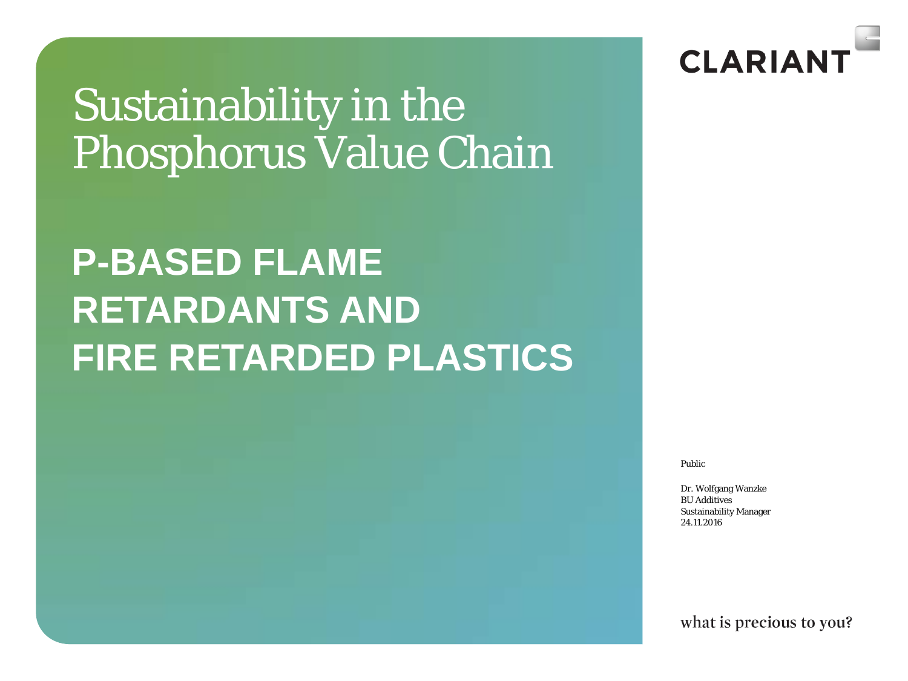# Sustainability in the Phosphorus Value Chain

## P-BASED FLAME RETARDANTS AND FIRE RETARDED PLASTICS

CLARIANT

Public

Dr. Wolfgang Wanzke
BU Additives
Sustainability Manager
24.11.2016

what is precious to you?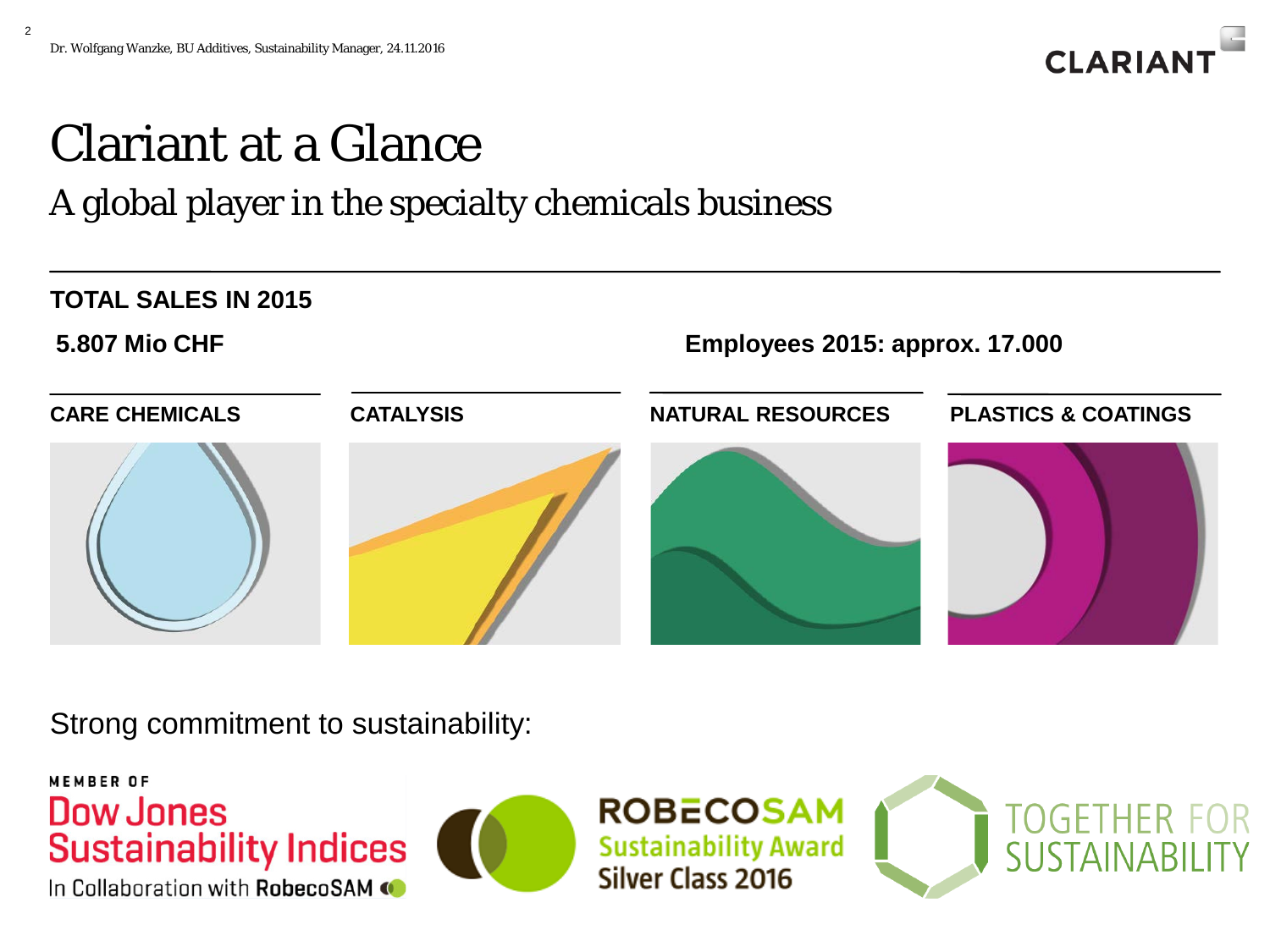# Clariant at a Glance

## A global player in the specialty chemicals business

**TOTAL SALES IN 2015**

**5.807 Mio CHF**

**Employees 2015: approx. 17.000**

**CARE CHEMICALS**

**CATALYSIS**

**NATURAL RESOURCES**

**PLASTICS & COATINGS**

Strong commitment to sustainability:

MEMBER OF Dow Jones Sustainability Indices In Collaboration with RobecoSAM

ROBECOSAM Sustainability Award Silver Class 2016

TOGETHER FOR SUSTAINABILITY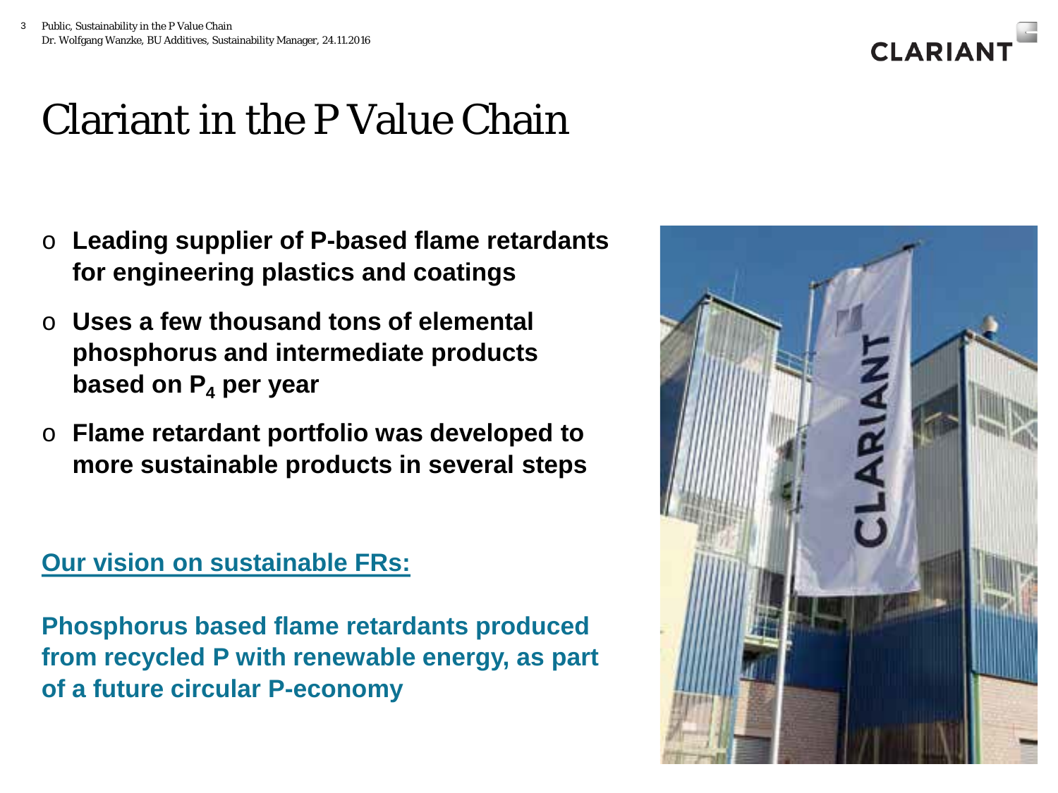# Clariant in the P Value Chain

- **Leading supplier of P-based flame retardants for engineering plastics and coatings**
- **Uses a few thousand tons of elemental phosphorus and intermediate products based on $P_4$ per year**
- **Flame retardant portfolio was developed to more sustainable products in several steps**

**Our vision on sustainable FRs:**

**Phosphorus based flame retardants produced from recycled P with renewable energy, as part of a future circular P-economy**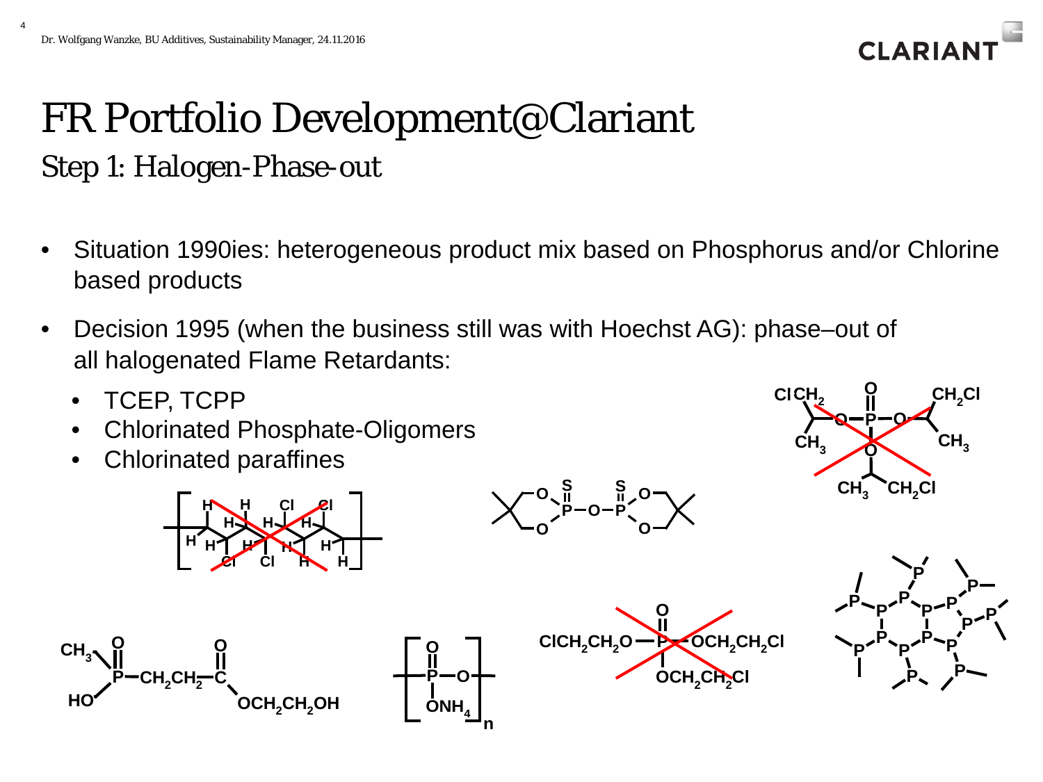# FR Portfolio Development@Clariant

## Step 1: Halogen-Phase-out

- Situation 1990ies: heterogeneous product mix based on Phosphorus and/or Chlorine based products
- Decision 1995 (when the business still was with Hoechst AG): phase–out of all halogenated Flame Retardants:
  - TCEP, TCPP
  - Chlorinated Phosphate-Oligomers
  - Chlorinated paraffines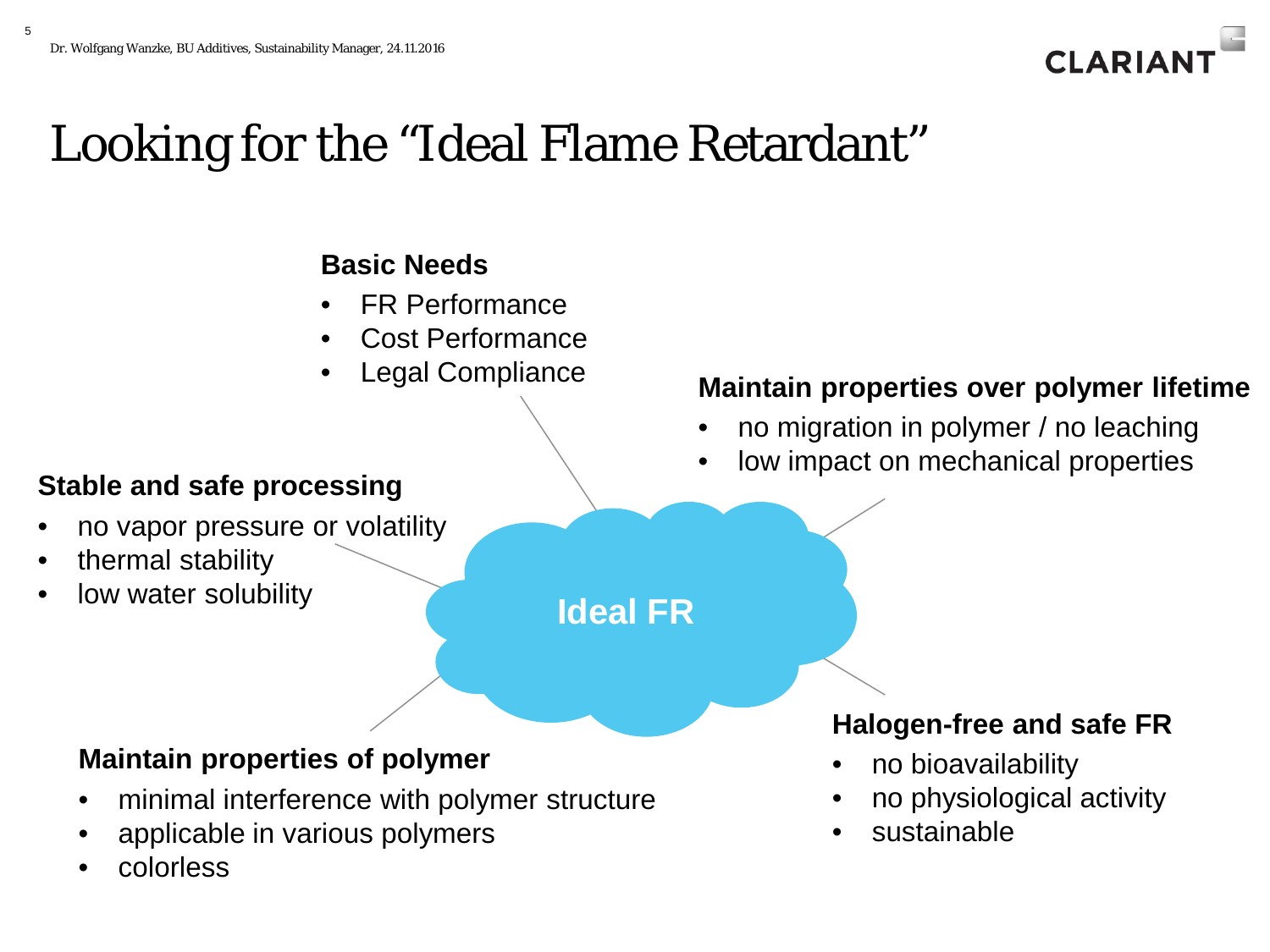# Looking for the "Ideal Flame Retardant"

**Ideal FR**

**Basic Needs**

- FR Performance
- Cost Performance
- Legal Compliance

**Maintain properties over polymer lifetime**

- no migration in polymer / no leaching
- low impact on mechanical properties

**Stable and safe processing**

- no vapor pressure or volatility
- thermal stability
- low water solubility

**Maintain properties of polymer**

- minimal interference with polymer structure
- applicable in various polymers
- colorless

**Halogen-free and safe FR**

- no bioavailability
- no physiological activity
- sustainable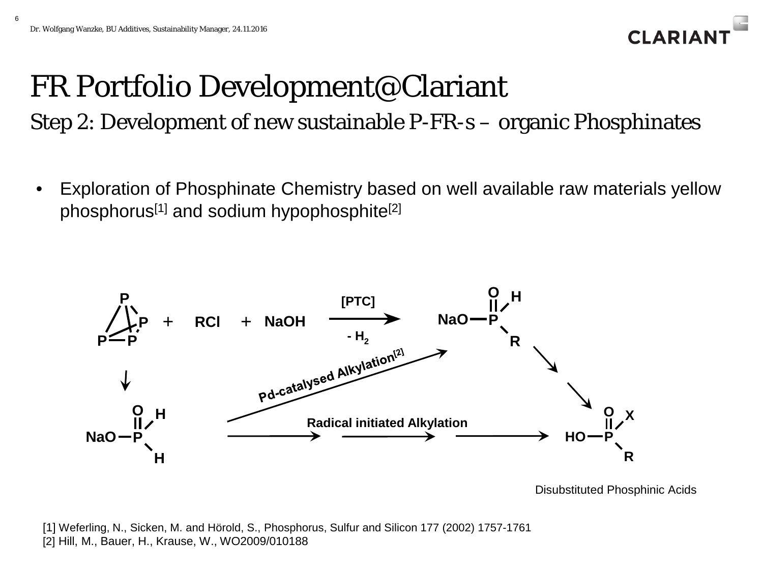# FR Portfolio Development@Clariant

## Step 2: Development of new sustainable P-FR-s – organic Phosphinates

- Exploration of Phosphinate Chemistry based on well available raw materials yellow phosphorus[1] and sodium hypophosphite[2]

$P_4$ + RCl + NaOH →([PTC], $- H_2$) NaO–P(=O)(H)(R)

$P_4$ → NaO–P(=O)(H)(H)

NaO–P(=O)(H)(H) → Pd-catalysed Alkylation[2] → NaO–P(=O)(H)(R)

NaO–P(=O)(H)(H) → Radical initiated Alkylation → HO–P(=O)(X)(R)

NaO–P(=O)(H)(R) → HO–P(=O)(X)(R)

Disubstituted Phosphinic Acids

[1] Weferling, N., Sicken, M. and Hörold, S., Phosphorus, Sulfur and Silicon 177 (2002) 1757-1761
[2] Hill, M., Bauer, H., Krause, W., WO2009/010188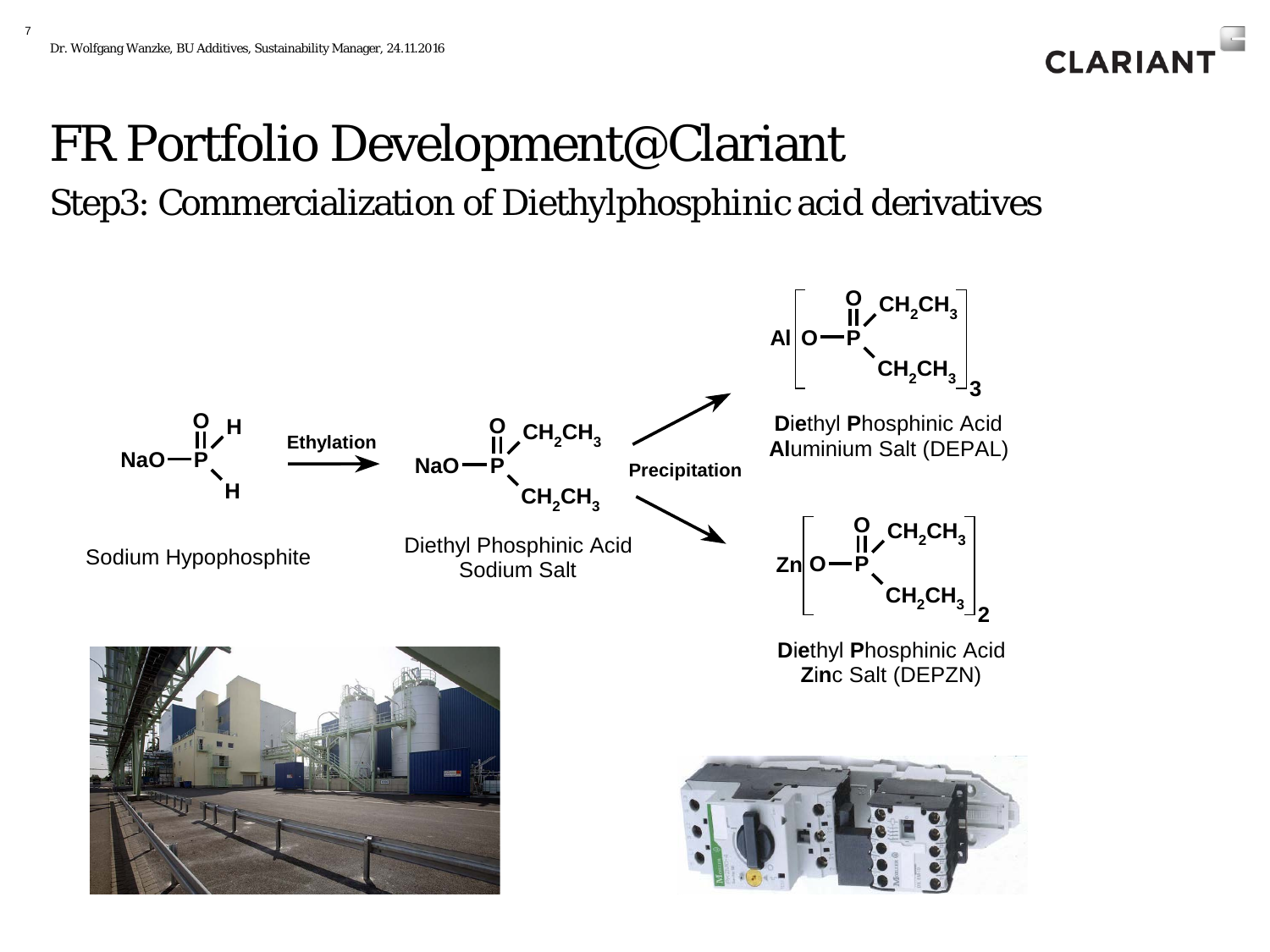# FR Portfolio Development@Clariant

## Step3: Commercialization of Diethylphosphinic acid derivatives

Sodium Hypophosphite → **Ethylation** → Diethyl Phosphinic Acid Sodium Salt → **Precipitation** →

- **Die**thyl **P**hosphinic Acid **Al**uminium Salt (DEPAL)
- **Die**thyl **P**hosphinic Acid **Zin**c Salt (DEPZN)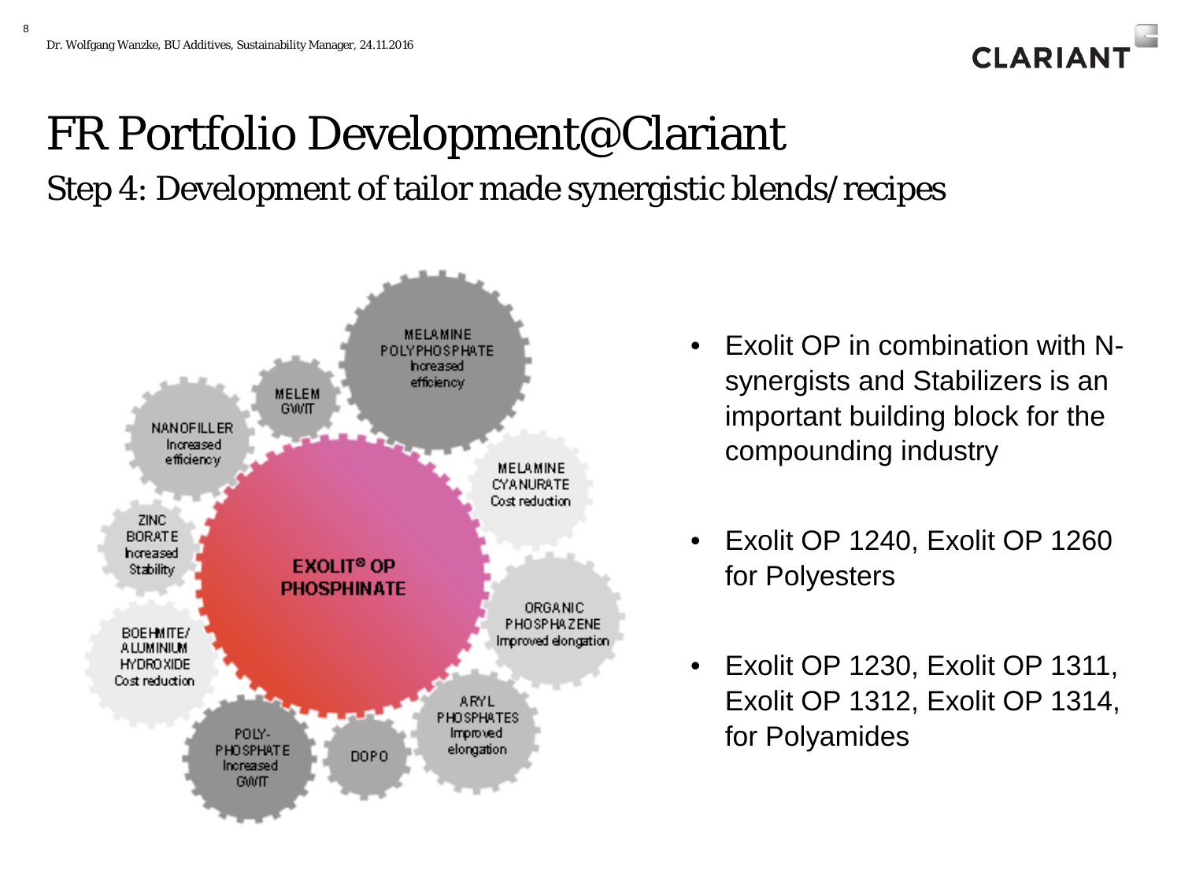# FR Portfolio Development@Clariant

## Step 4: Development of tailor made synergistic blends/recipes

EXOLIT® OP PHOSPHINATE

- MELAMINE POLYPHOSPHATE Increased efficiency
- MELEM GWIT
- NANOFILLER Increased efficiency
- MELAMINE CYANURATE Cost reduction
- ZINC BORATE Increased Stability
- ORGANIC PHOSPHAZENE Improved elongation
- BOEHMITE/ ALUMINIUM HYDROXIDE Cost reduction
- ARYL PHOSPHATES Improved elongation
- POLY-PHOSPHATE Increased GWIT
- DOPO

- Exolit OP in combination with N-synergists and Stabilizers is an important building block for the compounding industry
- Exolit OP 1240, Exolit OP 1260 for Polyesters
- Exolit OP 1230, Exolit OP 1311, Exolit OP 1312, Exolit OP 1314, for Polyamides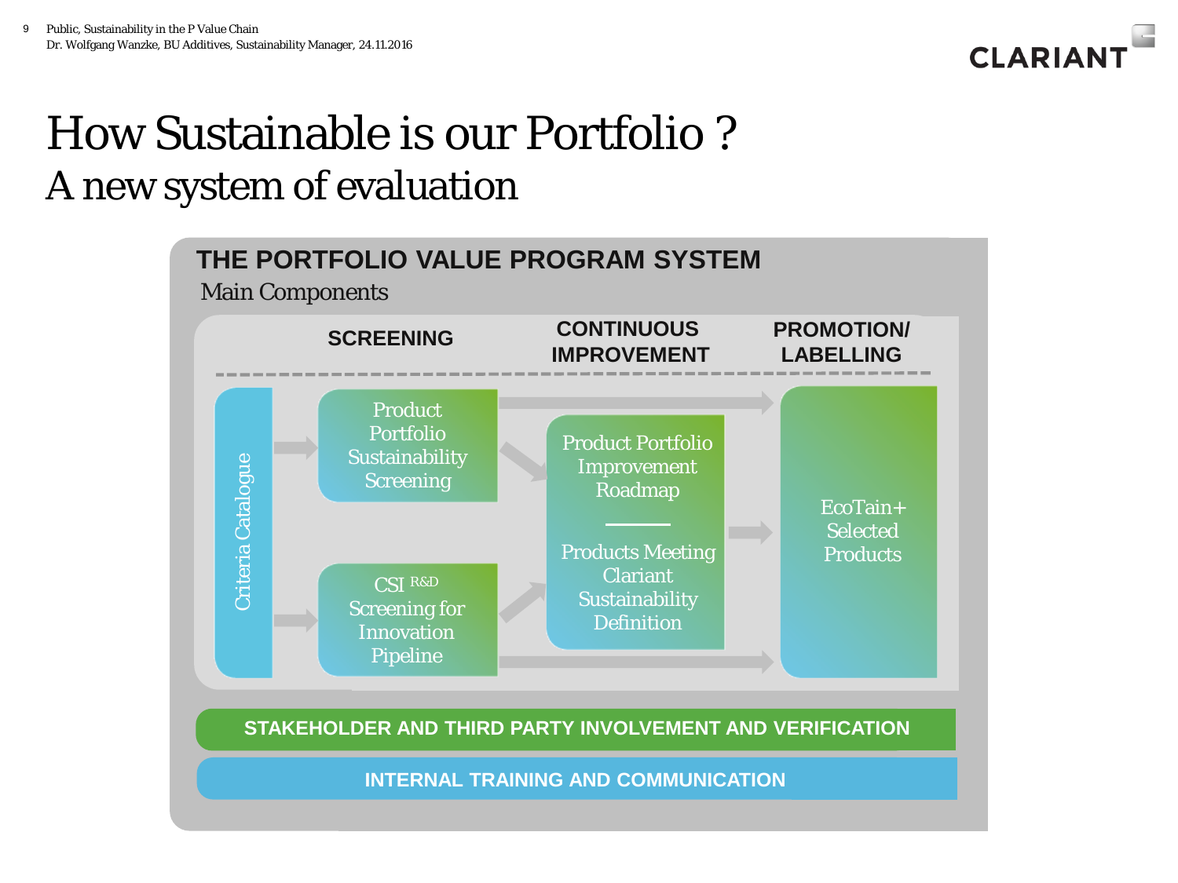# How Sustainable is our Portfolio ?

## A new system of evaluation

### THE PORTFOLIO VALUE PROGRAM SYSTEM

Main Components

**SCREENING** | **CONTINUOUS IMPROVEMENT** | **PROMOTION/ LABELLING**

Criteria Catalogue

Product Portfolio Sustainability Screening

CSI R&D Screening for Innovation Pipeline

Product Portfolio Improvement Roadmap

Products Meeting Clariant Sustainability Definition

EcoTain+ Selected Products

**STAKEHOLDER AND THIRD PARTY INVOLVEMENT AND VERIFICATION**

**INTERNAL TRAINING AND COMMUNICATION**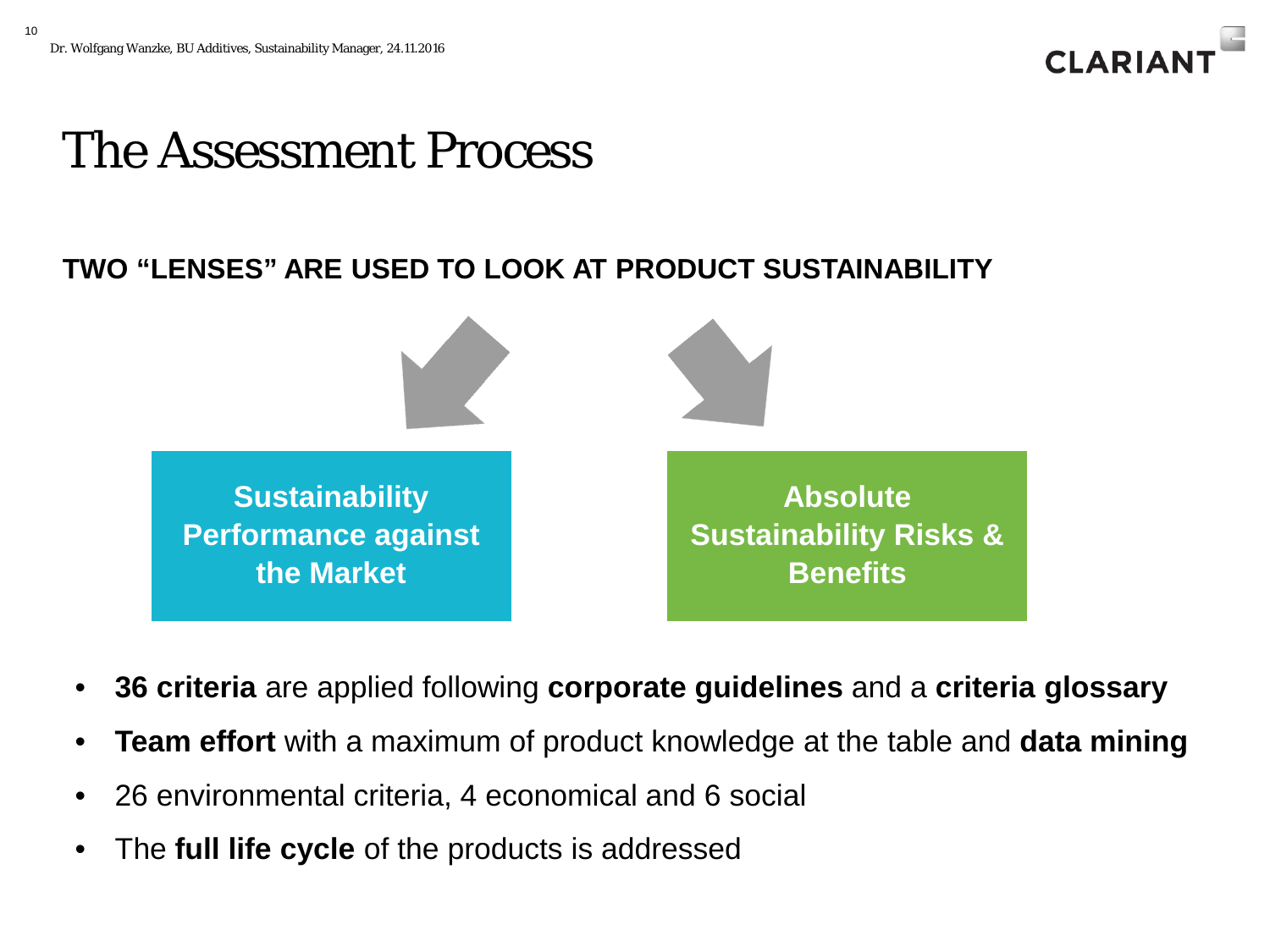# The Assessment Process

**TWO "LENSES" ARE USED TO LOOK AT PRODUCT SUSTAINABILITY**

**Sustainability Performance against the Market**

**Absolute Sustainability Risks & Benefits**

- **36 criteria** are applied following **corporate guidelines** and a **criteria glossary**
- **Team effort** with a maximum of product knowledge at the table and **data mining**
- 26 environmental criteria, 4 economical and 6 social
- The **full life cycle** of the products is addressed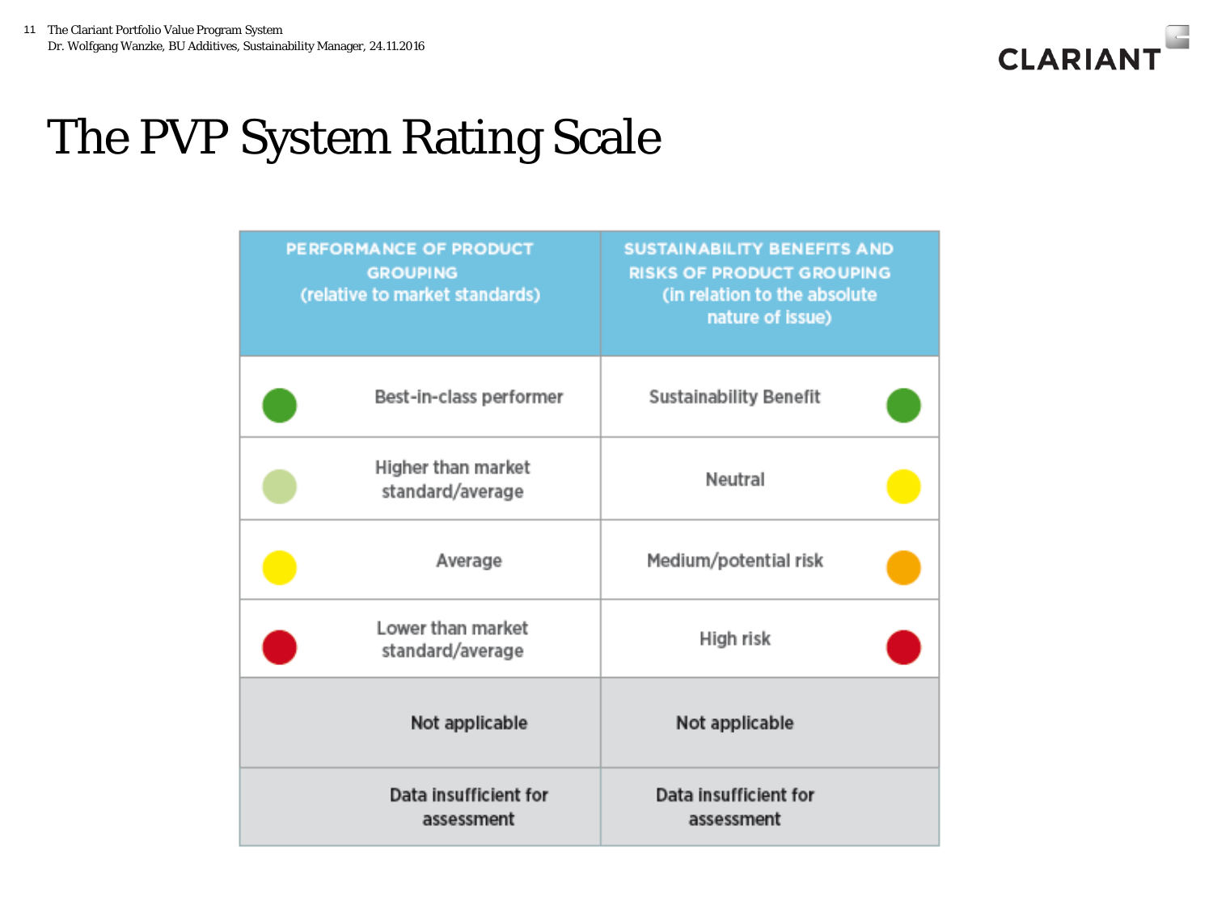# The PVP System Rating Scale

| PERFORMANCE OF PRODUCT GROUPING (relative to market standards) | SUSTAINABILITY BENEFITS AND RISKS OF PRODUCT GROUPING (in relation to the absolute nature of issue) |
|---|---|
| Best-in-class performer | Sustainability Benefit |
| Higher than market standard/average | Neutral |
| Average | Medium/potential risk |
| Lower than market standard/average | High risk |
| Not applicable | Not applicable |
| Data insufficient for assessment | Data insufficient for assessment |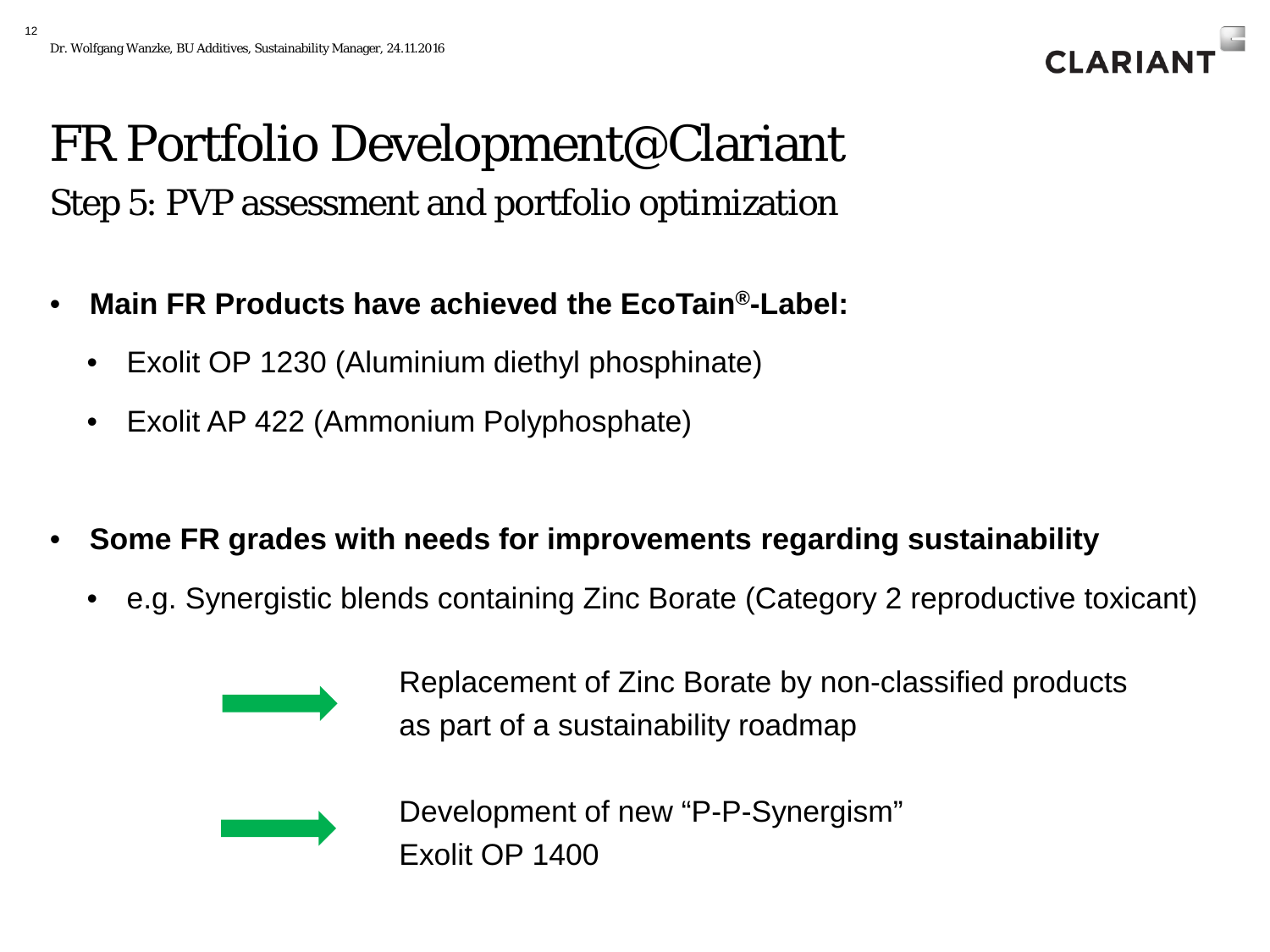# FR Portfolio Development@Clariant

## Step 5: PVP assessment and portfolio optimization

- **Main FR Products have achieved the EcoTain®-Label:**
  - Exolit OP 1230 (Aluminium diethyl phosphinate)
  - Exolit AP 422 (Ammonium Polyphosphate)

- **Some FR grades with needs for improvements regarding sustainability**
  - e.g. Synergistic blends containing Zinc Borate (Category 2 reproductive toxicant)

→ Replacement of Zinc Borate by non-classified products as part of a sustainability roadmap

→ Development of new "P-P-Synergism" Exolit OP 1400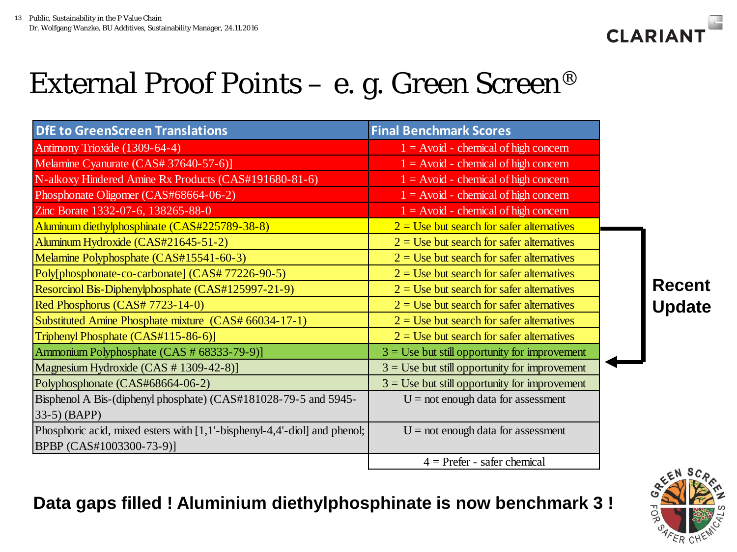# External Proof Points – e. g. Green Screen®

| DfE to GreenScreen Translations | Final Benchmark Scores |
|---|---|
| Antimony Trioxide (1309-64-4) | 1 = Avoid - chemical of high concern |
| Melamine Cyanurate (CAS# 37640-57-6)] | 1 = Avoid - chemical of high concern |
| N-alkoxy Hindered Amine Rx Products (CAS#191680-81-6) | 1 = Avoid - chemical of high concern |
| Phosphonate Oligomer (CAS#68664-06-2) | 1 = Avoid - chemical of high concern |
| Zinc Borate 1332-07-6, 138265-88-0 | 1 = Avoid - chemical of high concern |
| Aluminum diethylphosphinate (CAS#225789-38-8) | 2 = Use but search for safer alternatives |
| Aluminum Hydroxide (CAS#21645-51-2) | 2 = Use but search for safer alternatives |
| Melamine Polyphosphate (CAS#15541-60-3) | 2 = Use but search for safer alternatives |
| Poly[phosphonate-co-carbonate] (CAS# 77226-90-5) | 2 = Use but search for safer alternatives |
| Resorcinol Bis-Diphenylphosphate (CAS#125997-21-9) | 2 = Use but search for safer alternatives |
| Red Phosphorus (CAS# 7723-14-0) | 2 = Use but search for safer alternatives |
| Substituted Amine Phosphate mixture (CAS# 66034-17-1) | 2 = Use but search for safer alternatives |
| Triphenyl Phosphate (CAS#115-86-6)] | 2 = Use but search for safer alternatives |
| Ammonium Polyphosphate (CAS # 68333-79-9)] | 3 = Use but still opportunity for improvement |
| Magnesium Hydroxide (CAS # 1309-42-8)] | 3 = Use but still opportunity for improvement |
| Polyphosphonate (CAS#68664-06-2) | 3 = Use but still opportunity for improvement |
| Bisphenol A Bis-(diphenyl phosphate) (CAS#181028-79-5 and 5945-33-5) (BAPP) | U = not enough data for assessment |
| Phosphoric acid, mixed esters with [1,1'-bisphenyl-4,4'-diol] and phenol; BPBP (CAS#1003300-73-9)] | U = not enough data for assessment |
| | 4 = Prefer - safer chemical |

**Recent Update**

**Data gaps filled ! Aluminium diethylphosphinate is now benchmark 3 !**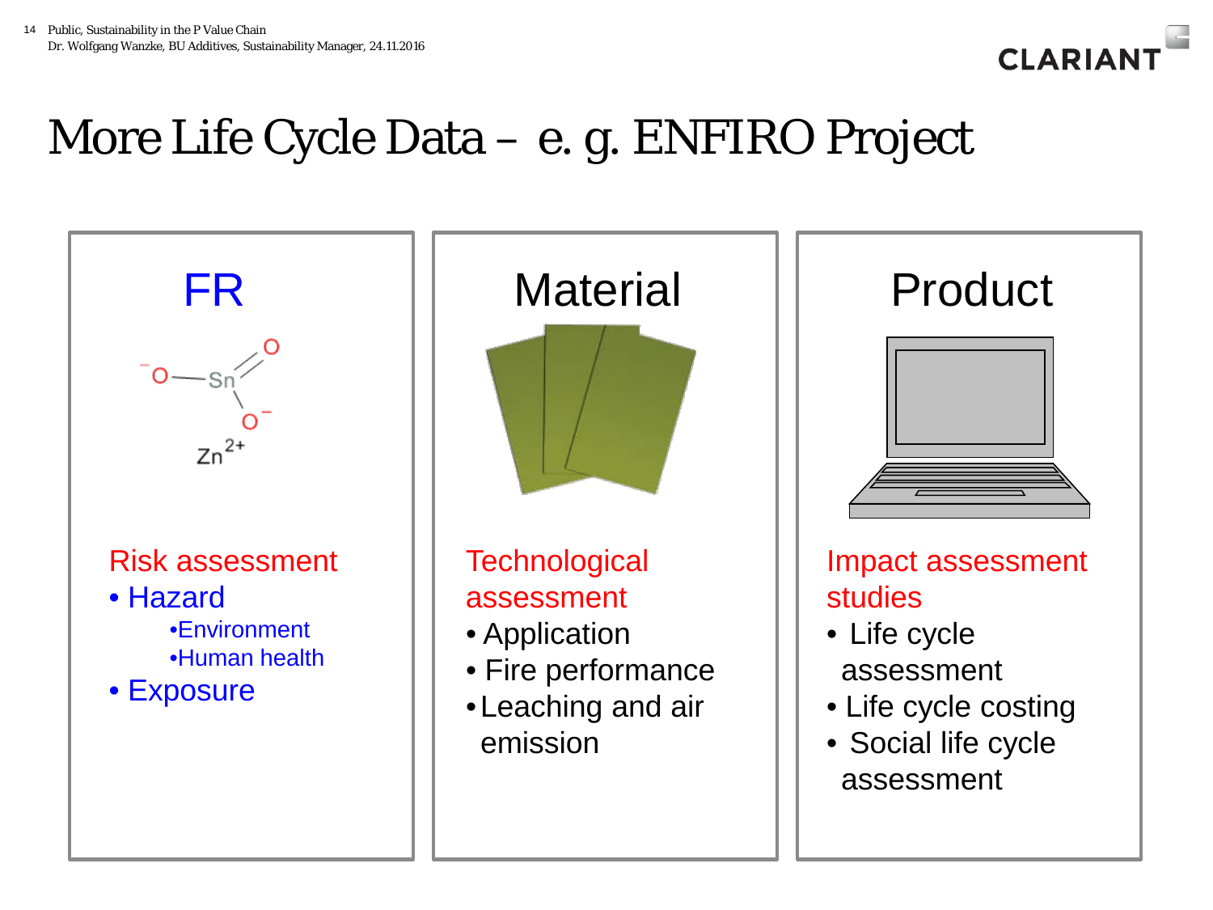# More Life Cycle Data – e. g. ENFIRO Project

## FR

Risk assessment

- Hazard
  - Environment
  - Human health
- Exposure

## Material

Technological assessment

- Application
- Fire performance
- Leaching and air emission

## Product

Impact assessment studies

- Life cycle assessment
- Life cycle costing
- Social life cycle assessment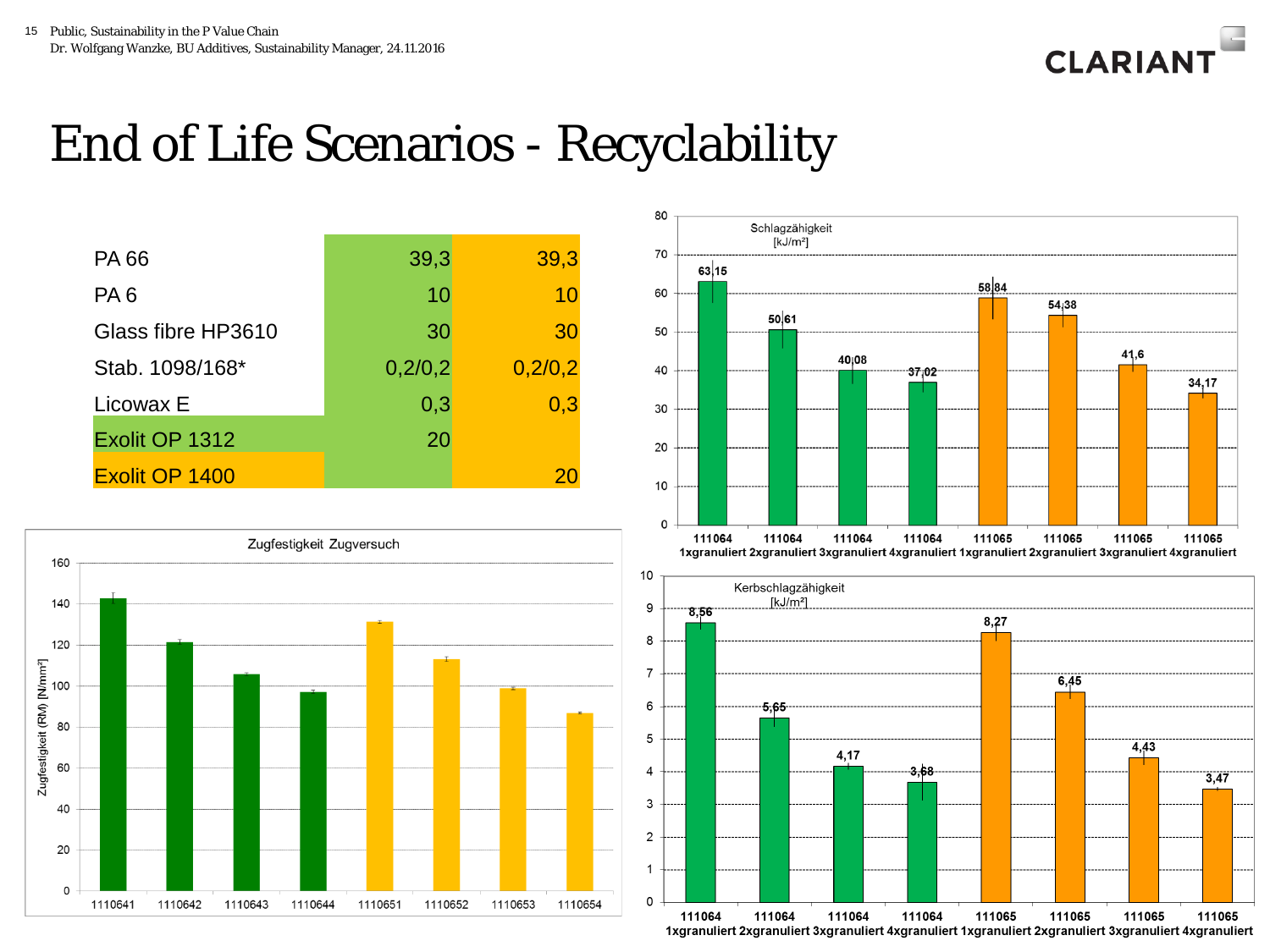# End of Life Scenarios - Recyclability

| | | |
|---|---|---|
| PA 66 | 39,3 | 39,3 |
| PA 6 | 10 | 10 |
| Glass fibre HP3610 | 30 | 30 |
| Stab. 1098/168* | 0,2/0,2 | 0,2/0,2 |
| Licowax E | 0,3 | 0,3 |
| Exolit OP 1312 | 20 | |
| Exolit OP 1400 | | 20 |

**Schlagzähigkeit [kJ/m²]**

| Sample | Value |
|---|---|
| 111064 1xgranuliert | 63,15 |
| 111064 2xgranuliert | 50,61 |
| 111064 3xgranuliert | 40,08 |
| 111064 4xgranuliert | 37,02 |
| 111065 1xgranuliert | 58,84 |
| 111065 2xgranuliert | 54,38 |
| 111065 3xgranuliert | 41,6 |
| 111065 4xgranuliert | 34,17 |

**Zugfestigkeit Zugversuch** – Zugfestigkeit (RM) [N/mm²]

Samples: 1110641, 1110642, 1110643, 1110644, 1110651, 1110652, 1110653, 1110654

**Kerbschlagzähigkeit [kJ/m²]**

| Sample | Value |
|---|---|
| 111064 1xgranuliert | 8,56 |
| 111064 2xgranuliert | 5,65 |
| 111064 3xgranuliert | 4,17 |
| 111064 4xgranuliert | 3,68 |
| 111065 1xgranuliert | 8,27 |
| 111065 2xgranuliert | 6,45 |
| 111065 3xgranuliert | 4,43 |
| 111065 4xgranuliert | 3,47 |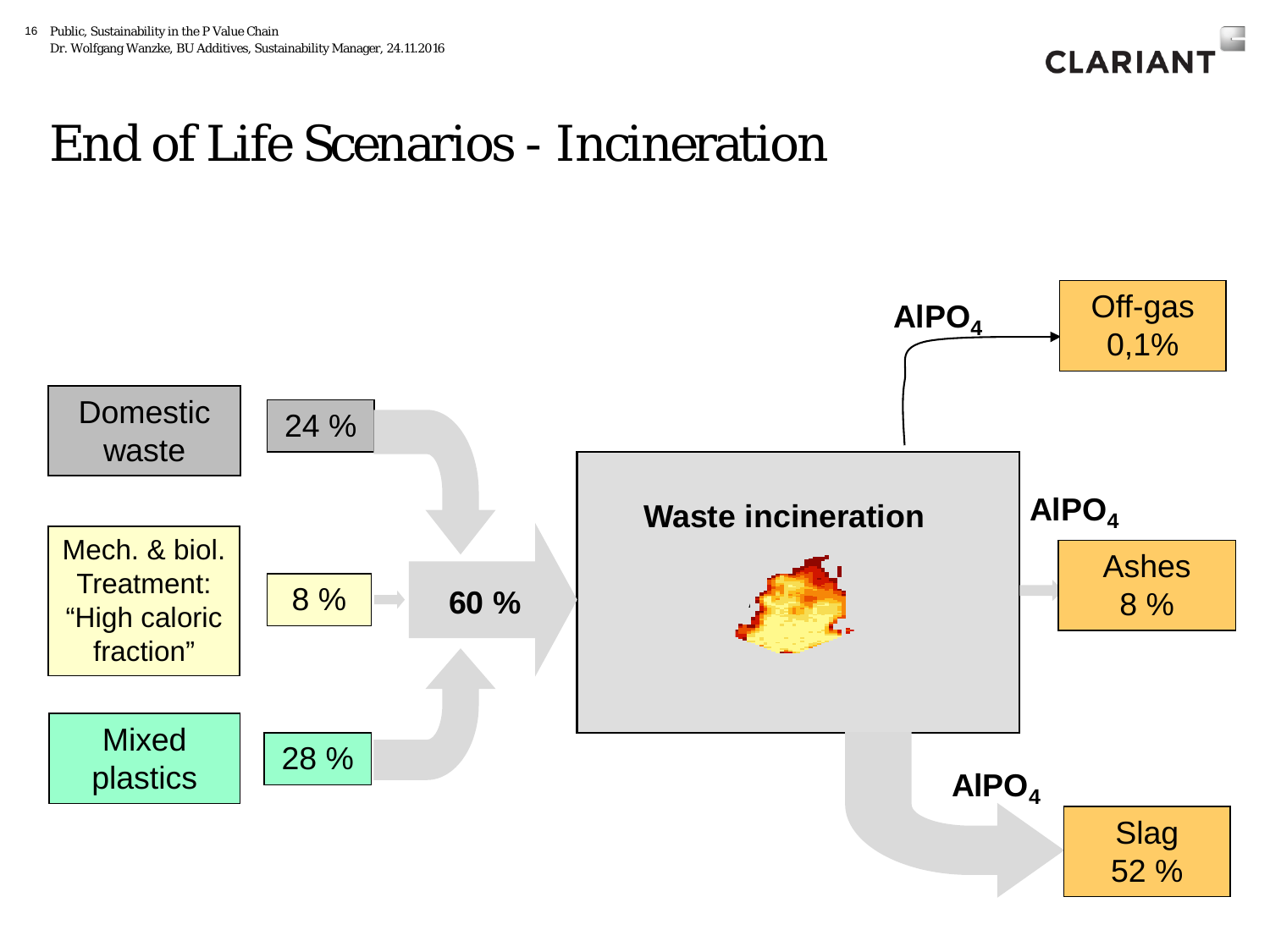# End of Life Scenarios - Incineration

Domestic waste — 24 %

Mech. & biol. Treatment: “High caloric fraction” — 8 %

Mixed plastics — 28 %

60 %

**Waste incineration**

**$AlPO_4$** → Off-gas 0,1%

**$AlPO_4$** → Ashes 8 %

**$AlPO_4$** → Slag 52 %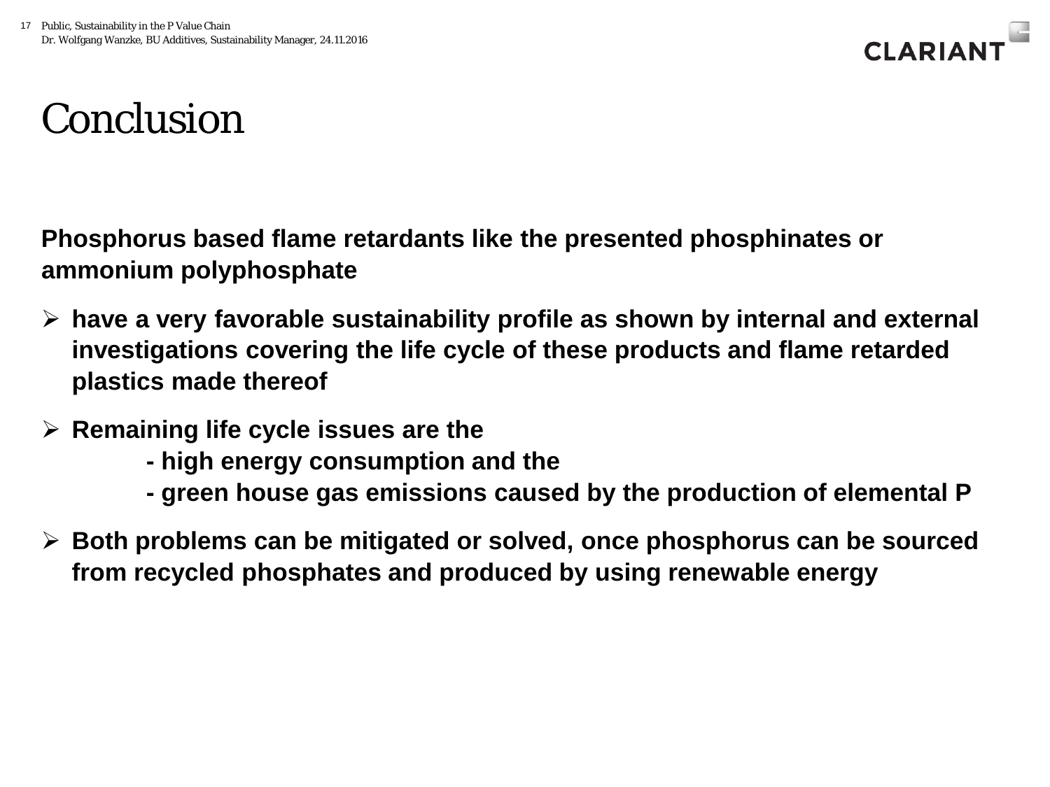# Conclusion

**Phosphorus based flame retardants like the presented phosphinates or ammonium polyphosphate**

- **have a very favorable sustainability profile as shown by internal and external investigations covering the life cycle of these products and flame retarded plastics made thereof**
- **Remaining life cycle issues are the**
  **- high energy consumption and the**
  **- green house gas emissions caused by the production of elemental P**
- **Both problems can be mitigated or solved, once phosphorus can be sourced from recycled phosphates and produced by using renewable energy**